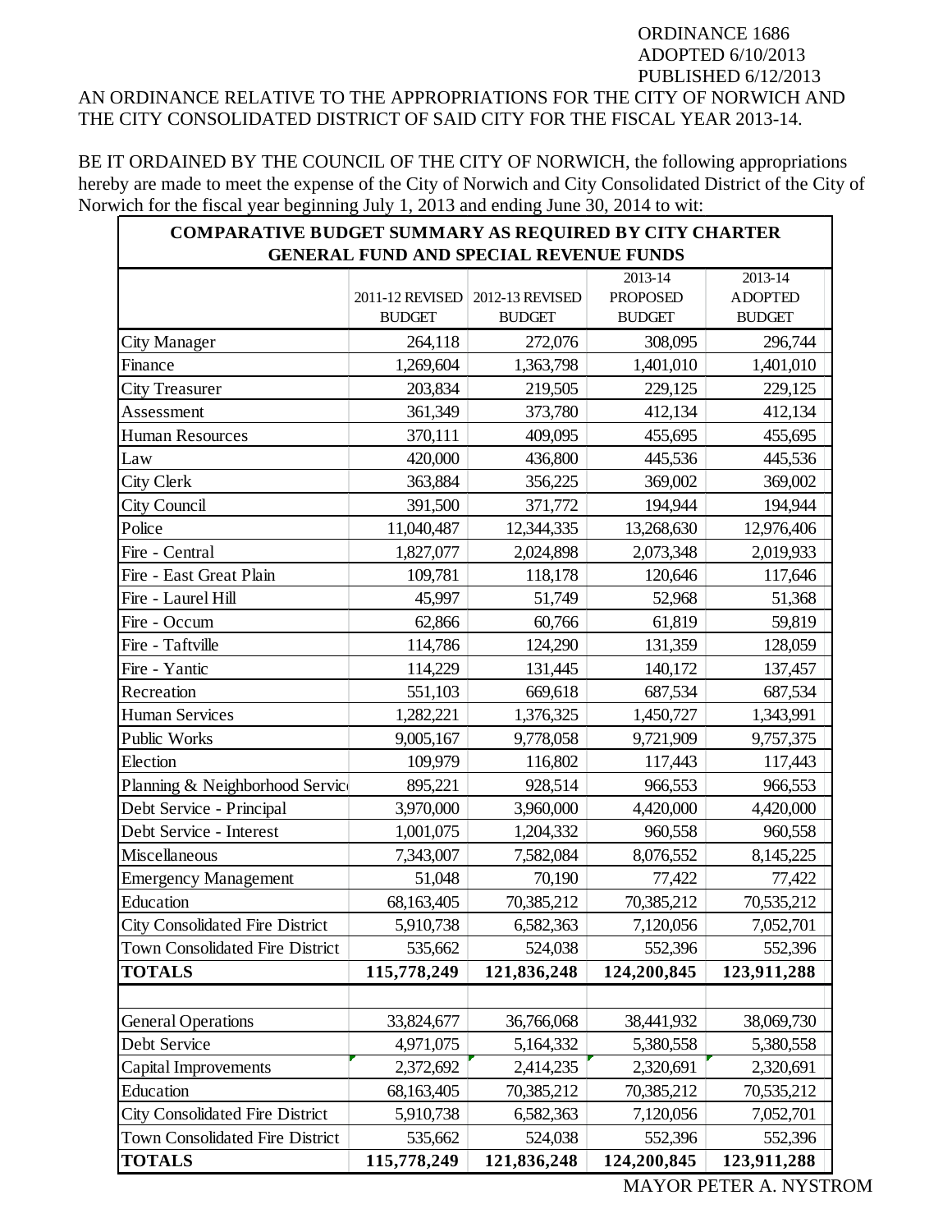ORDINANCE 1686
ADOPTED 6/10/2013
PUBLISHED 6/12/2013

AN ORDINANCE RELATIVE TO THE APPROPRIATIONS FOR THE CITY OF NORWICH AND THE CITY CONSOLIDATED DISTRICT OF SAID CITY FOR THE FISCAL YEAR 2013-14.

BE IT ORDAINED BY THE COUNCIL OF THE CITY OF NORWICH, the following appropriations hereby are made to meet the expense of the City of Norwich and City Consolidated District of the City of Norwich for the fiscal year beginning July 1, 2013 and ending June 30, 2014 to wit:

**COMPARATIVE BUDGET SUMMARY AS REQUIRED BY CITY CHARTER**
**GENERAL FUND AND SPECIAL REVENUE FUNDS**

| | 2011-12 REVISED BUDGET | 2012-13 REVISED BUDGET | 2013-14 PROPOSED BUDGET | 2013-14 ADOPTED BUDGET |
|---|---|---|---|---|
| City Manager | 264,118 | 272,076 | 308,095 | 296,744 |
| Finance | 1,269,604 | 1,363,798 | 1,401,010 | 1,401,010 |
| City Treasurer | 203,834 | 219,505 | 229,125 | 229,125 |
| Assessment | 361,349 | 373,780 | 412,134 | 412,134 |
| Human Resources | 370,111 | 409,095 | 455,695 | 455,695 |
| Law | 420,000 | 436,800 | 445,536 | 445,536 |
| City Clerk | 363,884 | 356,225 | 369,002 | 369,002 |
| City Council | 391,500 | 371,772 | 194,944 | 194,944 |
| Police | 11,040,487 | 12,344,335 | 13,268,630 | 12,976,406 |
| Fire - Central | 1,827,077 | 2,024,898 | 2,073,348 | 2,019,933 |
| Fire - East Great Plain | 109,781 | 118,178 | 120,646 | 117,646 |
| Fire - Laurel Hill | 45,997 | 51,749 | 52,968 | 51,368 |
| Fire - Occum | 62,866 | 60,766 | 61,819 | 59,819 |
| Fire - Taftville | 114,786 | 124,290 | 131,359 | 128,059 |
| Fire - Yantic | 114,229 | 131,445 | 140,172 | 137,457 |
| Recreation | 551,103 | 669,618 | 687,534 | 687,534 |
| Human Services | 1,282,221 | 1,376,325 | 1,450,727 | 1,343,991 |
| Public Works | 9,005,167 | 9,778,058 | 9,721,909 | 9,757,375 |
| Election | 109,979 | 116,802 | 117,443 | 117,443 |
| Planning & Neighborhood Servic | 895,221 | 928,514 | 966,553 | 966,553 |
| Debt Service - Principal | 3,970,000 | 3,960,000 | 4,420,000 | 4,420,000 |
| Debt Service - Interest | 1,001,075 | 1,204,332 | 960,558 | 960,558 |
| Miscellaneous | 7,343,007 | 7,582,084 | 8,076,552 | 8,145,225 |
| Emergency Management | 51,048 | 70,190 | 77,422 | 77,422 |
| Education | 68,163,405 | 70,385,212 | 70,385,212 | 70,535,212 |
| City Consolidated Fire District | 5,910,738 | 6,582,363 | 7,120,056 | 7,052,701 |
| Town Consolidated Fire District | 535,662 | 524,038 | 552,396 | 552,396 |
| **TOTALS** | **115,778,249** | **121,836,248** | **124,200,845** | **123,911,288** |
| | | | | |
| General Operations | 33,824,677 | 36,766,068 | 38,441,932 | 38,069,730 |
| Debt Service | 4,971,075 | 5,164,332 | 5,380,558 | 5,380,558 |
| Capital Improvements | 2,372,692 | 2,414,235 | 2,320,691 | 2,320,691 |
| Education | 68,163,405 | 70,385,212 | 70,385,212 | 70,535,212 |
| City Consolidated Fire District | 5,910,738 | 6,582,363 | 7,120,056 | 7,052,701 |
| Town Consolidated Fire District | 535,662 | 524,038 | 552,396 | 552,396 |
| **TOTALS** | **115,778,249** | **121,836,248** | **124,200,845** | **123,911,288** |

MAYOR PETER A. NYSTROM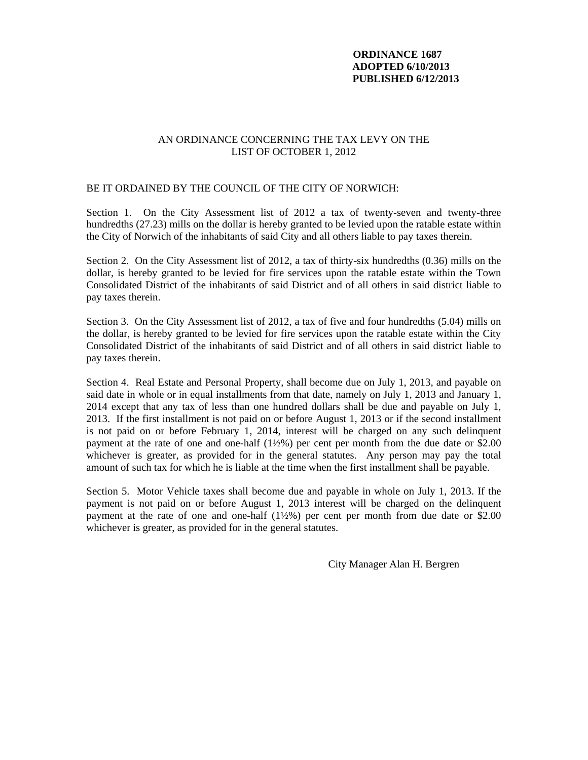**ORDINANCE 1687**
**ADOPTED 6/10/2013**
**PUBLISHED 6/12/2013**

AN ORDINANCE CONCERNING THE TAX LEVY ON THE LIST OF OCTOBER 1, 2012

BE IT ORDAINED BY THE COUNCIL OF THE CITY OF NORWICH:

Section 1. On the City Assessment list of 2012 a tax of twenty-seven and twenty-three hundredths (27.23) mills on the dollar is hereby granted to be levied upon the ratable estate within the City of Norwich of the inhabitants of said City and all others liable to pay taxes therein.

Section 2. On the City Assessment list of 2012, a tax of thirty-six hundredths (0.36) mills on the dollar, is hereby granted to be levied for fire services upon the ratable estate within the Town Consolidated District of the inhabitants of said District and of all others in said district liable to pay taxes therein.

Section 3. On the City Assessment list of 2012, a tax of five and four hundredths (5.04) mills on the dollar, is hereby granted to be levied for fire services upon the ratable estate within the City Consolidated District of the inhabitants of said District and of all others in said district liable to pay taxes therein.

Section 4. Real Estate and Personal Property, shall become due on July 1, 2013, and payable on said date in whole or in equal installments from that date, namely on July 1, 2013 and January 1, 2014 except that any tax of less than one hundred dollars shall be due and payable on July 1, 2013. If the first installment is not paid on or before August 1, 2013 or if the second installment is not paid on or before February 1, 2014, interest will be charged on any such delinquent payment at the rate of one and one-half (1½%) per cent per month from the due date or $2.00 whichever is greater, as provided for in the general statutes. Any person may pay the total amount of such tax for which he is liable at the time when the first installment shall be payable.

Section 5. Motor Vehicle taxes shall become due and payable in whole on July 1, 2013. If the payment is not paid on or before August 1, 2013 interest will be charged on the delinquent payment at the rate of one and one-half (1½%) per cent per month from due date or $2.00 whichever is greater, as provided for in the general statutes.

City Manager Alan H. Bergren